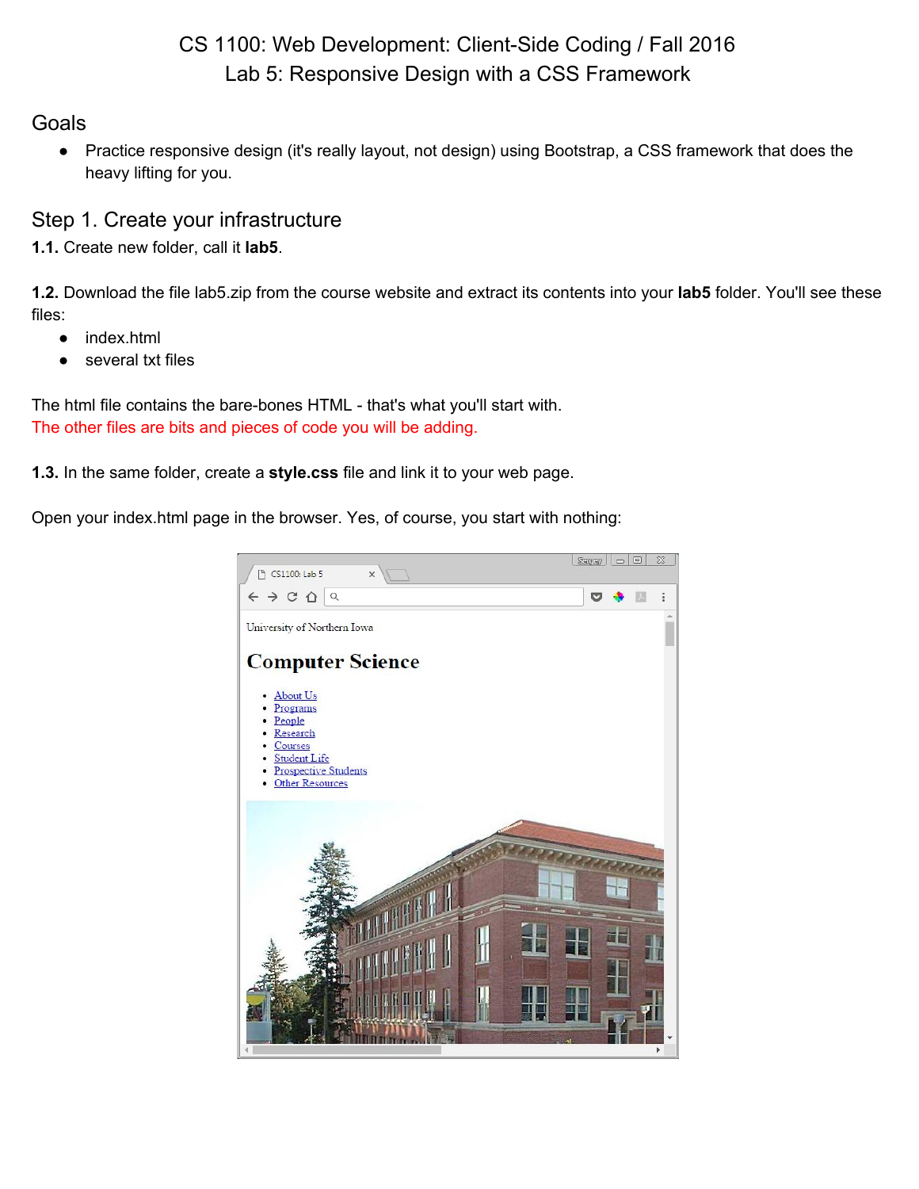# CS 1100: Web Development: Client-Side Coding / Fall 2016
# Lab 5: Responsive Design with a CSS Framework

## Goals

- Practice responsive design (it's really layout, not design) using Bootstrap, a CSS framework that does the heavy lifting for you.

## Step 1. Create your infrastructure

**1.1.** Create new folder, call it **lab5**.

**1.2.** Download the file lab5.zip from the course website and extract its contents into your **lab5** folder. You'll see these files:

- index.html
- several txt files

The html file contains the bare-bones HTML - that's what you'll start with.
The other files are bits and pieces of code you will be adding.

**1.3.** In the same folder, create a **style.css** file and link it to your web page.

Open your index.html page in the browser. Yes, of course, you start with nothing: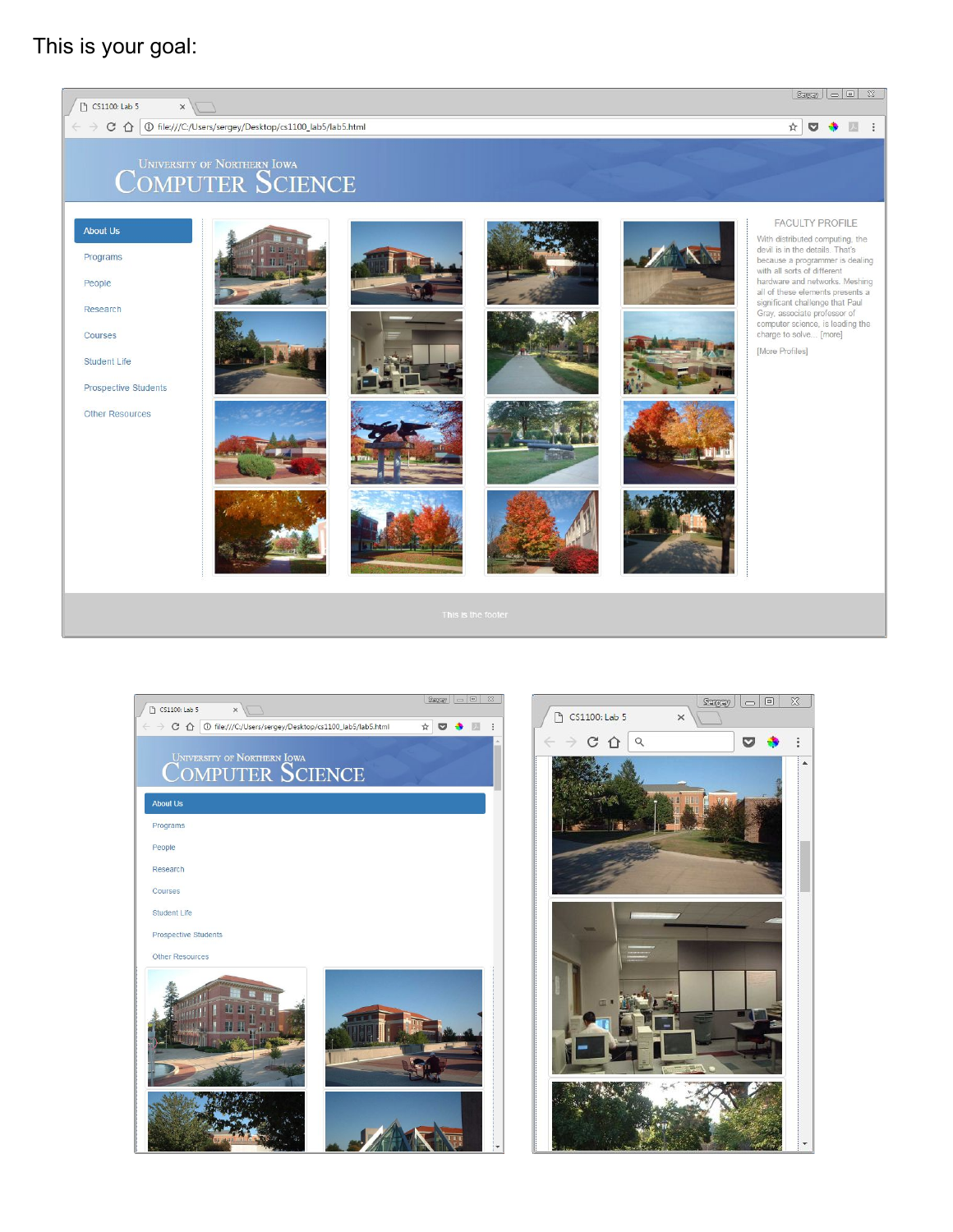This is your goal: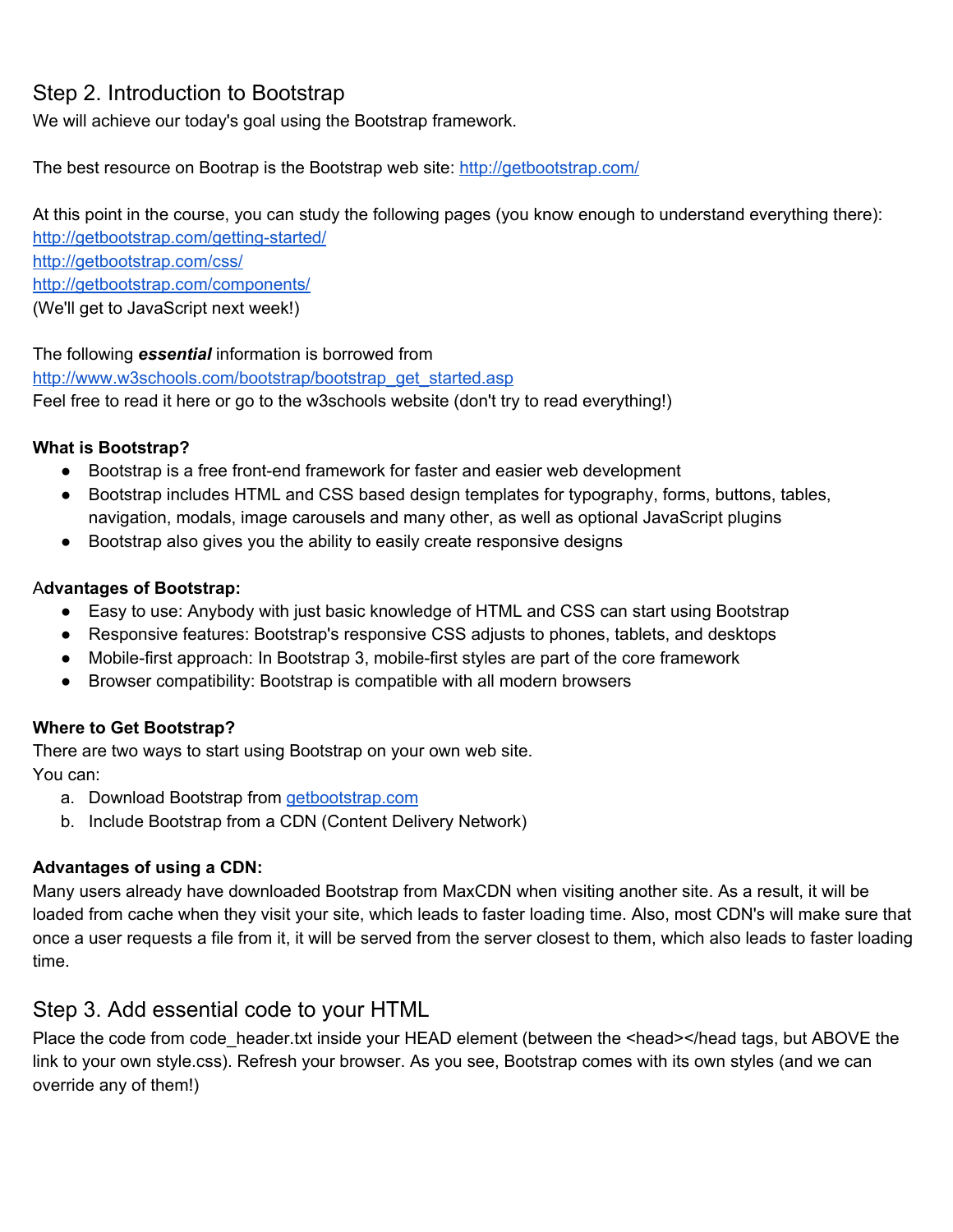## Step 2. Introduction to Bootstrap

We will achieve our today's goal using the Bootstrap framework.

The best resource on Bootrap is the Bootstrap web site: http://getbootstrap.com/

At this point in the course, you can study the following pages (you know enough to understand everything there):
http://getbootstrap.com/getting-started/
http://getbootstrap.com/css/
http://getbootstrap.com/components/
(We'll get to JavaScript next week!)

The following ***essential*** information is borrowed from
http://www.w3schools.com/bootstrap/bootstrap_get_started.asp
Feel free to read it here or go to the w3schools website (don't try to read everything!)

**What is Bootstrap?**

- Bootstrap is a free front-end framework for faster and easier web development
- Bootstrap includes HTML and CSS based design templates for typography, forms, buttons, tables, navigation, modals, image carousels and many other, as well as optional JavaScript plugins
- Bootstrap also gives you the ability to easily create responsive designs

A**dvantages of Bootstrap:**

- Easy to use: Anybody with just basic knowledge of HTML and CSS can start using Bootstrap
- Responsive features: Bootstrap's responsive CSS adjusts to phones, tablets, and desktops
- Mobile-first approach: In Bootstrap 3, mobile-first styles are part of the core framework
- Browser compatibility: Bootstrap is compatible with all modern browsers

**Where to Get Bootstrap?**

There are two ways to start using Bootstrap on your own web site.
You can:

a. Download Bootstrap from getbootstrap.com
b. Include Bootstrap from a CDN (Content Delivery Network)

**Advantages of using a CDN:**

Many users already have downloaded Bootstrap from MaxCDN when visiting another site. As a result, it will be loaded from cache when they visit your site, which leads to faster loading time. Also, most CDN's will make sure that once a user requests a file from it, it will be served from the server closest to them, which also leads to faster loading time.

## Step 3. Add essential code to your HTML

Place the code from code_header.txt inside your HEAD element (between the <head></head tags, but ABOVE the link to your own style.css). Refresh your browser. As you see, Bootstrap comes with its own styles (and we can override any of them!)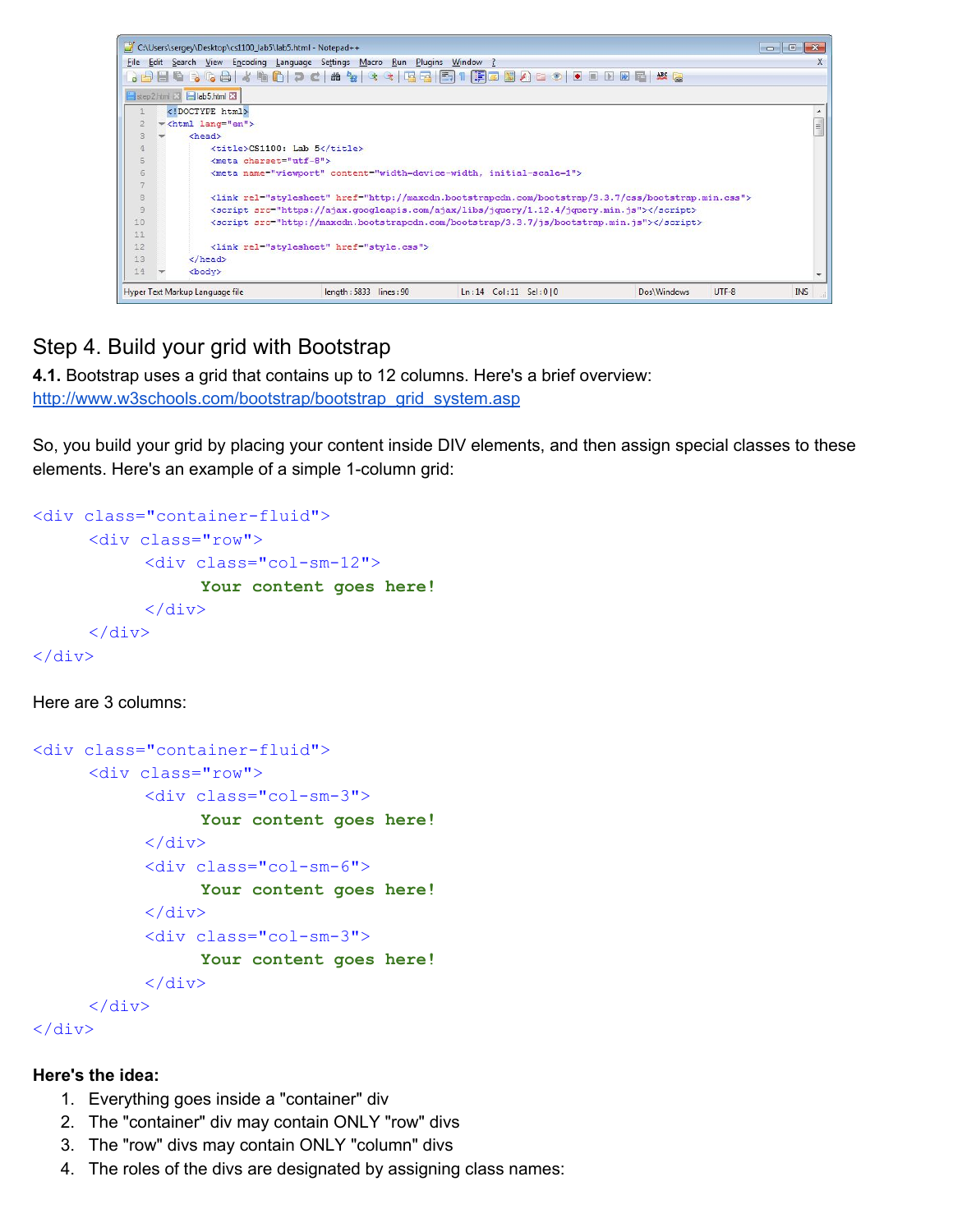```
<!DOCTYPE html>
<html lang="en">
    <head>
        <title>CS1100: Lab 5</title>
        <meta charset="utf-8">
        <meta name="viewport" content="width=device-width, initial-scale=1">

        <link rel="stylesheet" href="http://maxcdn.bootstrapcdn.com/bootstrap/3.3.7/css/bootstrap.min.css">
        <script src="https://ajax.googleapis.com/ajax/libs/jquery/1.12.4/jquery.min.js"></script>
        <script src="http://maxcdn.bootstrapcdn.com/bootstrap/3.3.7/js/bootstrap.min.js"></script>

        <link rel="stylesheet" href="style.css">
    </head>
    <body>
```

## Step 4. Build your grid with Bootstrap

**4.1.** Bootstrap uses a grid that contains up to 12 columns. Here's a brief overview: http://www.w3schools.com/bootstrap/bootstrap_grid_system.asp

So, you build your grid by placing your content inside DIV elements, and then assign special classes to these elements. Here's an example of a simple 1-column grid:

```
<div class="container-fluid">
     <div class="row">
          <div class="col-sm-12">
               Your content goes here!
          </div>
     </div>
</div>
```

Here are 3 columns:

```
<div class="container-fluid">
     <div class="row">
          <div class="col-sm-3">
               Your content goes here!
          </div>
          <div class="col-sm-6">
               Your content goes here!
          </div>
          <div class="col-sm-3">
               Your content goes here!
          </div>
     </div>
</div>
```

**Here's the idea:**

1. Everything goes inside a "container" div
2. The "container" div may contain ONLY "row" divs
3. The "row" divs may contain ONLY "column" divs
4. The roles of the divs are designated by assigning class names: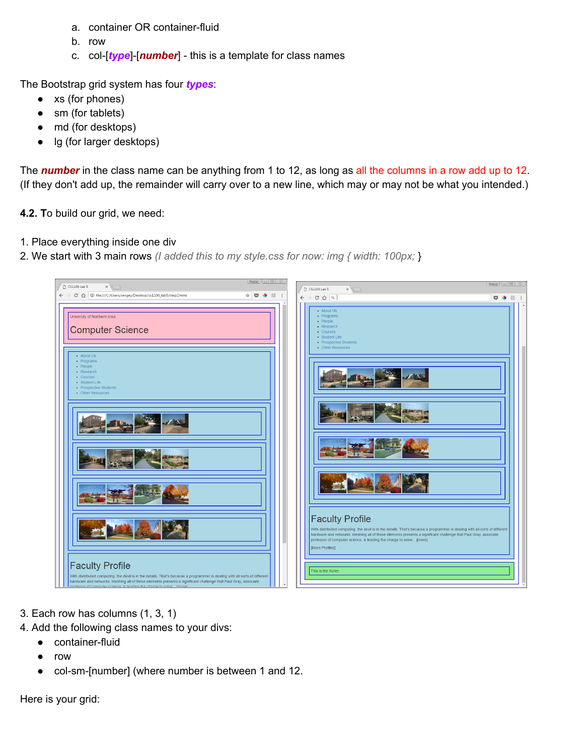a. container OR container-fluid
b. row
c. col-[***type***]-[***number***] - this is a template for class names

The Bootstrap grid system has four ***types***:

- xs (for phones)
- sm (for tablets)
- md (for desktops)
- lg (for larger desktops)

The ***number*** in the class name can be anything from 1 to 12, as long as all the columns in a row add up to 12. (If they don't add up, the remainder will carry over to a new line, which may or may not be what you intended.)

**4.2. T**o build our grid, we need:

1. Place everything inside one div
2. We start with 3 main rows *(I added this to my style.css for now: img { width: 100px; }*

3. Each row has columns (1, 3, 1)
4. Add the following class names to your divs:
   - container-fluid
   - row
   - col-sm-[number] (where number is between 1 and 12.

Here is your grid: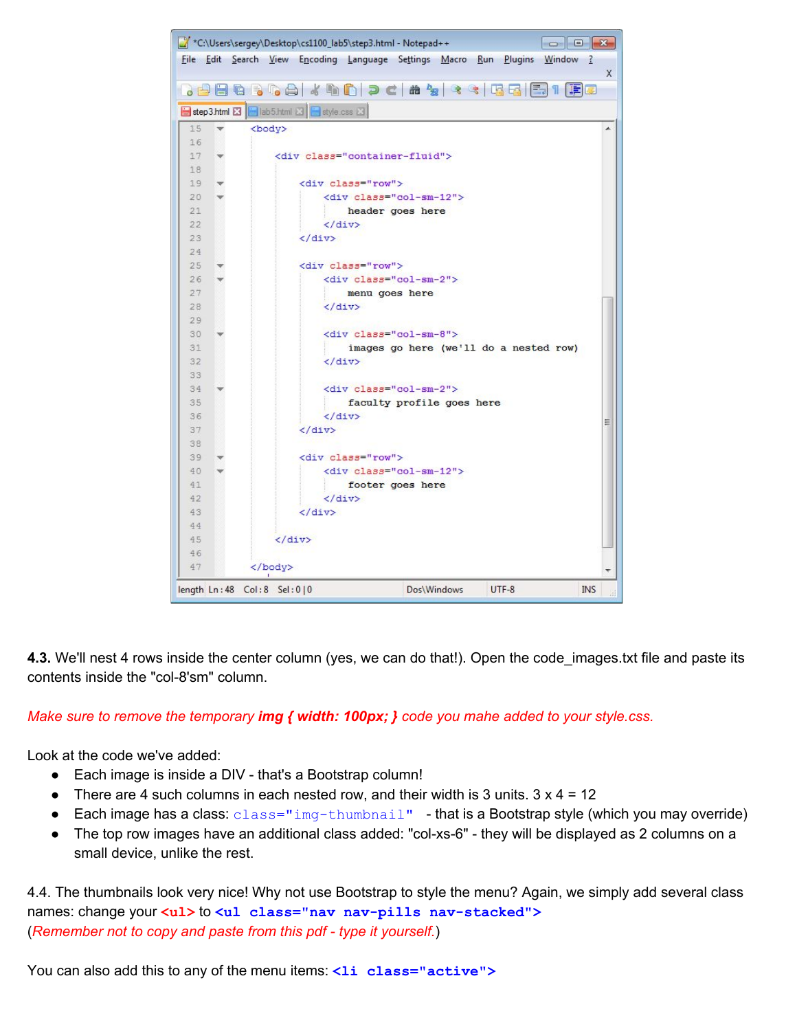```
<body>

    <div class="container-fluid">

        <div class="row">
            <div class="col-sm-12">
                header goes here
            </div>
        </div>

        <div class="row">
            <div class="col-sm-2">
                menu goes here
            </div>

            <div class="col-sm-8">
                images go here (we'll do a nested row)
            </div>

            <div class="col-sm-2">
                faculty profile goes here
            </div>
        </div>

        <div class="row">
            <div class="col-sm-12">
                footer goes here
            </div>
        </div>

    </div>

</body>
```

**4.3.** We'll nest 4 rows inside the center column (yes, we can do that!). Open the code_images.txt file and paste its contents inside the "col-8'sm" column.

*Make sure to remove the temporary* ***img { width: 100px; }*** *code you mahe added to your style.css.*

Look at the code we've added:

- Each image is inside a DIV - that's a Bootstrap column!
- There are 4 such columns in each nested row, and their width is 3 units. 3 x 4 = 12
- Each image has a class: `class="img-thumbnail"` - that is a Bootstrap style (which you may override)
- The top row images have an additional class added: "col-xs-6" - they will be displayed as 2 columns on a small device, unlike the rest.

4.4. The thumbnails look very nice! Why not use Bootstrap to style the menu? Again, we simply add several class names: change your **`<ul>`** to **`<ul class="nav nav-pills nav-stacked">`**
(*Remember not to copy and paste from this pdf - type it yourself.*)

You can also add this to any of the menu items: **`<li class="active">`**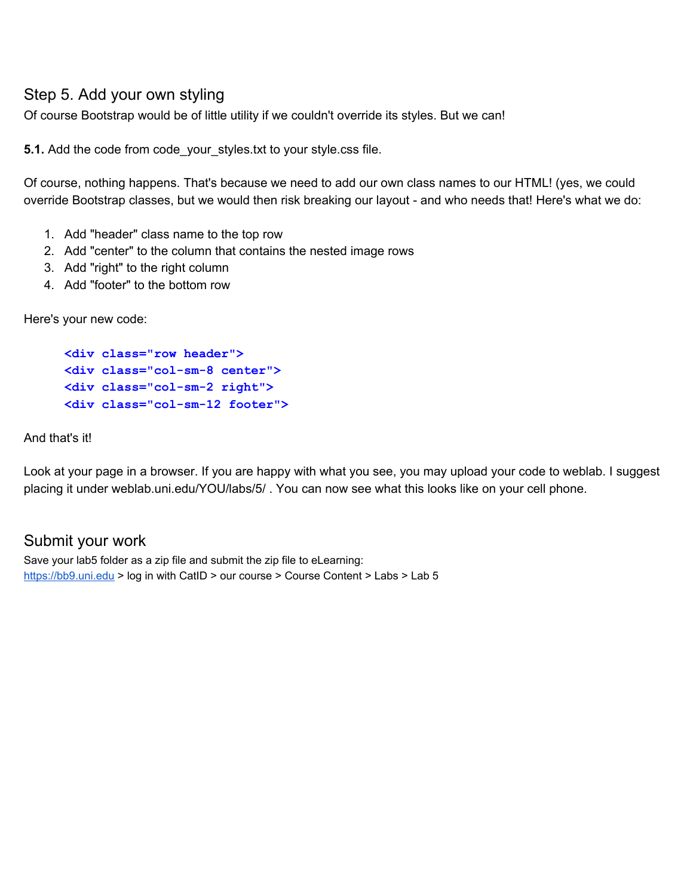## Step 5. Add your own styling

Of course Bootstrap would be of little utility if we couldn't override its styles. But we can!

**5.1.** Add the code from code_your_styles.txt to your style.css file.

Of course, nothing happens. That's because we need to add our own class names to our HTML! (yes, we could override Bootstrap classes, but we would then risk breaking our layout - and who needs that! Here's what we do:

1. Add "header" class name to the top row
2. Add "center" to the column that contains the nested image rows
3. Add "right" to the right column
4. Add "footer" to the bottom row

Here's your new code:

```
<div class="row header">
<div class="col-sm-8 center">
<div class="col-sm-2 right">
<div class="col-sm-12 footer">
```

And that's it!

Look at your page in a browser. If you are happy with what you see, you may upload your code to weblab. I suggest placing it under weblab.uni.edu/YOU/labs/5/ . You can now see what this looks like on your cell phone.

## Submit your work

Save your lab5 folder as a zip file and submit the zip file to eLearning:
https://bb9.uni.edu > log in with CatID > our course > Course Content > Labs > Lab 5